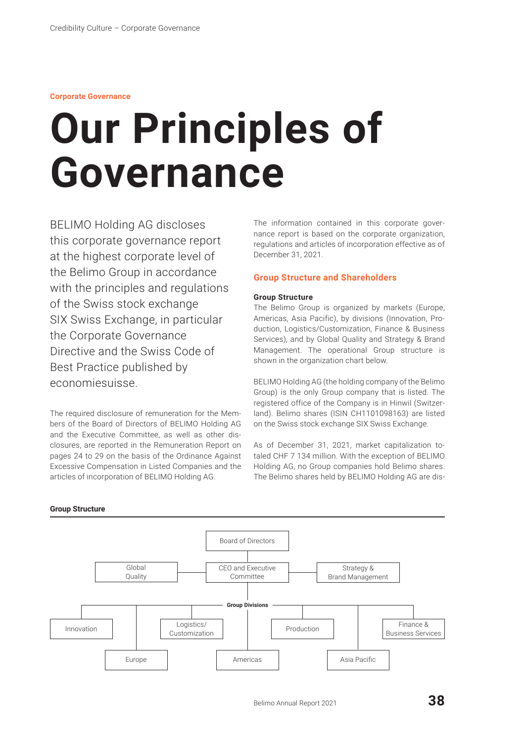Corporate Governance

# Our Principles of Governance

BELIMO Holding AG discloses this corporate governance report at the highest corporate level of the Belimo Group in accordance with the principles and regulations of the Swiss stock exchange SIX Swiss Exchange, in particular the Corporate Governance Directive and the Swiss Code of Best Practice published by economiesuisse.

The required disclosure of remuneration for the Members of the Board of Directors of BELIMO Holding AG and the Executive Committee, as well as other disclosures, are reported in the Remuneration Report on pages 24 to 29 on the basis of the Ordinance Against Excessive Compensation in Listed Companies and the articles of incorporation of BELIMO Holding AG.

The information contained in this corporate governance report is based on the corporate organization, regulations and articles of incorporation effective as of December 31, 2021.

## Group Structure and Shareholders

### Group Structure

The Belimo Group is organized by markets (Europe, Americas, Asia Pacific), by divisions (Innovation, Production, Logistics/Customization, Finance & Business Services), and by Global Quality and Strategy & Brand Management. The operational Group structure is shown in the organization chart below.

BELIMO Holding AG (the holding company of the Belimo Group) is the only Group company that is listed. The registered office of the Company is in Hinwil (Switzerland). Belimo shares (ISIN CH1101098163) are listed on the Swiss stock exchange SIX Swiss Exchange.

As of December 31, 2021, market capitalization totaled CHF 7 134 million. With the exception of BELIMO Holding AG, no Group companies hold Belimo shares. The Belimo shares held by BELIMO Holding AG are dis-

**Group Structure**

- Board of Directors
  - CEO and Executive Committee
    - Global Quality
    - Strategy & Brand Management
    - Group Divisions
      - Innovation
      - Europe
      - Logistics/Customization
      - Americas
      - Production
      - Asia Pacific
      - Finance & Business Services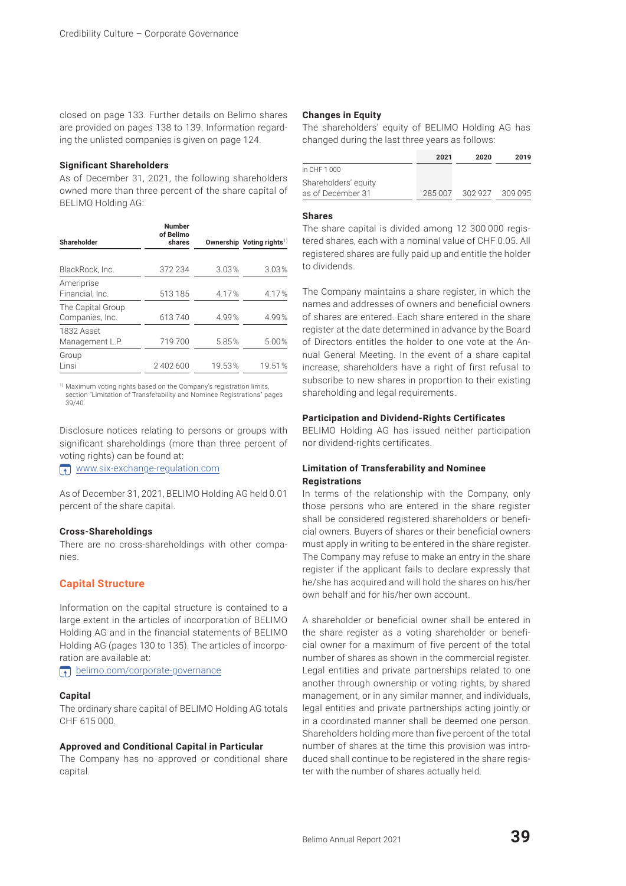closed on page 133. Further details on Belimo shares are provided on pages 138 to 139. Information regarding the unlisted companies is given on page 124.

### Significant Shareholders

As of December 31, 2021, the following shareholders owned more than three percent of the share capital of BELIMO Holding AG:

| Shareholder | Number of Belimo shares | Ownership | Voting rights[1] |
|---|---|---|---|
| BlackRock, Inc. | 372 234 | 3.03% | 3.03% |
| Ameriprise Financial, Inc. | 513 185 | 4.17% | 4.17% |
| The Capital Group Companies, Inc. | 613 740 | 4.99% | 4.99% |
| 1832 Asset Management L.P. | 719 700 | 5.85% | 5.00% |
| Group Linsi | 2 402 600 | 19.53% | 19.51% |

[1] Maximum voting rights based on the Company's registration limits, section "Limitation of Transferability and Nominee Registrations" pages 39/40.

Disclosure notices relating to persons or groups with significant shareholdings (more than three percent of voting rights) can be found at:

www.six-exchange-regulation.com

As of December 31, 2021, BELIMO Holding AG held 0.01 percent of the share capital.

### Cross-Shareholdings

There are no cross-shareholdings with other companies.

## Capital Structure

Information on the capital structure is contained to a large extent in the articles of incorporation of BELIMO Holding AG and in the financial statements of BELIMO Holding AG (pages 130 to 135). The articles of incorporation are available at:

belimo.com/corporate-governance

### Capital

The ordinary share capital of BELIMO Holding AG totals CHF 615 000.

### Approved and Conditional Capital in Particular

The Company has no approved or conditional share capital.

### Changes in Equity

The shareholders' equity of BELIMO Holding AG has changed during the last three years as follows:

| in CHF 1 000 | 2021 | 2020 | 2019 |
|---|---|---|---|
| Shareholders' equity as of December 31 | 285 007 | 302 927 | 309 095 |

### Shares

The share capital is divided among 12 300 000 registered shares, each with a nominal value of CHF 0.05. All registered shares are fully paid up and entitle the holder to dividends.

The Company maintains a share register, in which the names and addresses of owners and beneficial owners of shares are entered. Each share entered in the share register at the date determined in advance by the Board of Directors entitles the holder to one vote at the Annual General Meeting. In the event of a share capital increase, shareholders have a right of first refusal to subscribe to new shares in proportion to their existing shareholding and legal requirements.

### Participation and Dividend-Rights Certificates

BELIMO Holding AG has issued neither participation nor dividend-rights certificates.

### Limitation of Transferability and Nominee Registrations

In terms of the relationship with the Company, only those persons who are entered in the share register shall be considered registered shareholders or beneficial owners. Buyers of shares or their beneficial owners must apply in writing to be entered in the share register. The Company may refuse to make an entry in the share register if the applicant fails to declare expressly that he/she has acquired and will hold the shares on his/her own behalf and for his/her own account.

A shareholder or beneficial owner shall be entered in the share register as a voting shareholder or beneficial owner for a maximum of five percent of the total number of shares as shown in the commercial register. Legal entities and private partnerships related to one another through ownership or voting rights, by shared management, or in any similar manner, and individuals, legal entities and private partnerships acting jointly or in a coordinated manner shall be deemed one person. Shareholders holding more than five percent of the total number of shares at the time this provision was introduced shall continue to be registered in the share register with the number of shares actually held.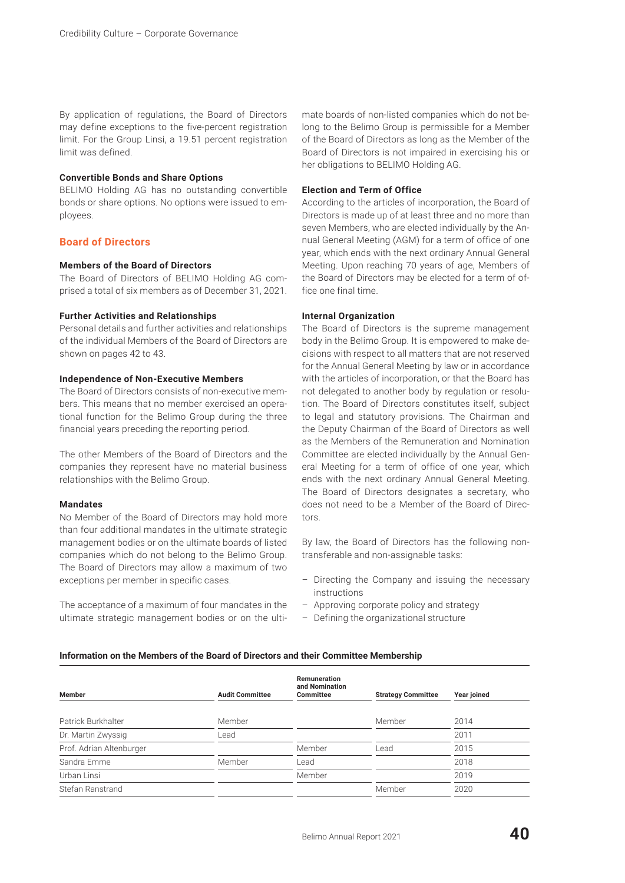By application of regulations, the Board of Directors may define exceptions to the five-percent registration limit. For the Group Linsi, a 19.51 percent registration limit was defined.

**Convertible Bonds and Share Options**

BELIMO Holding AG has no outstanding convertible bonds or share options. No options were issued to employees.

## Board of Directors

**Members of the Board of Directors**

The Board of Directors of BELIMO Holding AG comprised a total of six members as of December 31, 2021.

**Further Activities and Relationships**

Personal details and further activities and relationships of the individual Members of the Board of Directors are shown on pages 42 to 43.

**Independence of Non-Executive Members**

The Board of Directors consists of non-executive members. This means that no member exercised an operational function for the Belimo Group during the three financial years preceding the reporting period.

The other Members of the Board of Directors and the companies they represent have no material business relationships with the Belimo Group.

**Mandates**

No Member of the Board of Directors may hold more than four additional mandates in the ultimate strategic management bodies or on the ultimate boards of listed companies which do not belong to the Belimo Group. The Board of Directors may allow a maximum of two exceptions per member in specific cases.

The acceptance of a maximum of four mandates in the ultimate strategic management bodies or on the ultimate boards of non-listed companies which do not belong to the Belimo Group is permissible for a Member of the Board of Directors as long as the Member of the Board of Directors is not impaired in exercising his or her obligations to BELIMO Holding AG.

**Election and Term of Office**

According to the articles of incorporation, the Board of Directors is made up of at least three and no more than seven Members, who are elected individually by the Annual General Meeting (AGM) for a term of office of one year, which ends with the next ordinary Annual General Meeting. Upon reaching 70 years of age, Members of the Board of Directors may be elected for a term of office one final time.

**Internal Organization**

The Board of Directors is the supreme management body in the Belimo Group. It is empowered to make decisions with respect to all matters that are not reserved for the Annual General Meeting by law or in accordance with the articles of incorporation, or that the Board has not delegated to another body by regulation or resolution. The Board of Directors constitutes itself, subject to legal and statutory provisions. The Chairman and the Deputy Chairman of the Board of Directors as well as the Members of the Remuneration and Nomination Committee are elected individually by the Annual General Meeting for a term of office of one year, which ends with the next ordinary Annual General Meeting. The Board of Directors designates a secretary, who does not need to be a Member of the Board of Directors.

By law, the Board of Directors has the following non-transferable and non-assignable tasks:

- Directing the Company and issuing the necessary instructions
- Approving corporate policy and strategy
- Defining the organizational structure

**Information on the Members of the Board of Directors and their Committee Membership**

| Member | Audit Committee | Remuneration and Nomination Committee | Strategy Committee | Year joined |
|---|---|---|---|---|
| Patrick Burkhalter | Member | | Member | 2014 |
| Dr. Martin Zwyssig | Lead | | | 2011 |
| Prof. Adrian Altenburger | | Member | Lead | 2015 |
| Sandra Emme | Member | Lead | | 2018 |
| Urban Linsi | | Member | | 2019 |
| Stefan Ranstrand | | | Member | 2020 |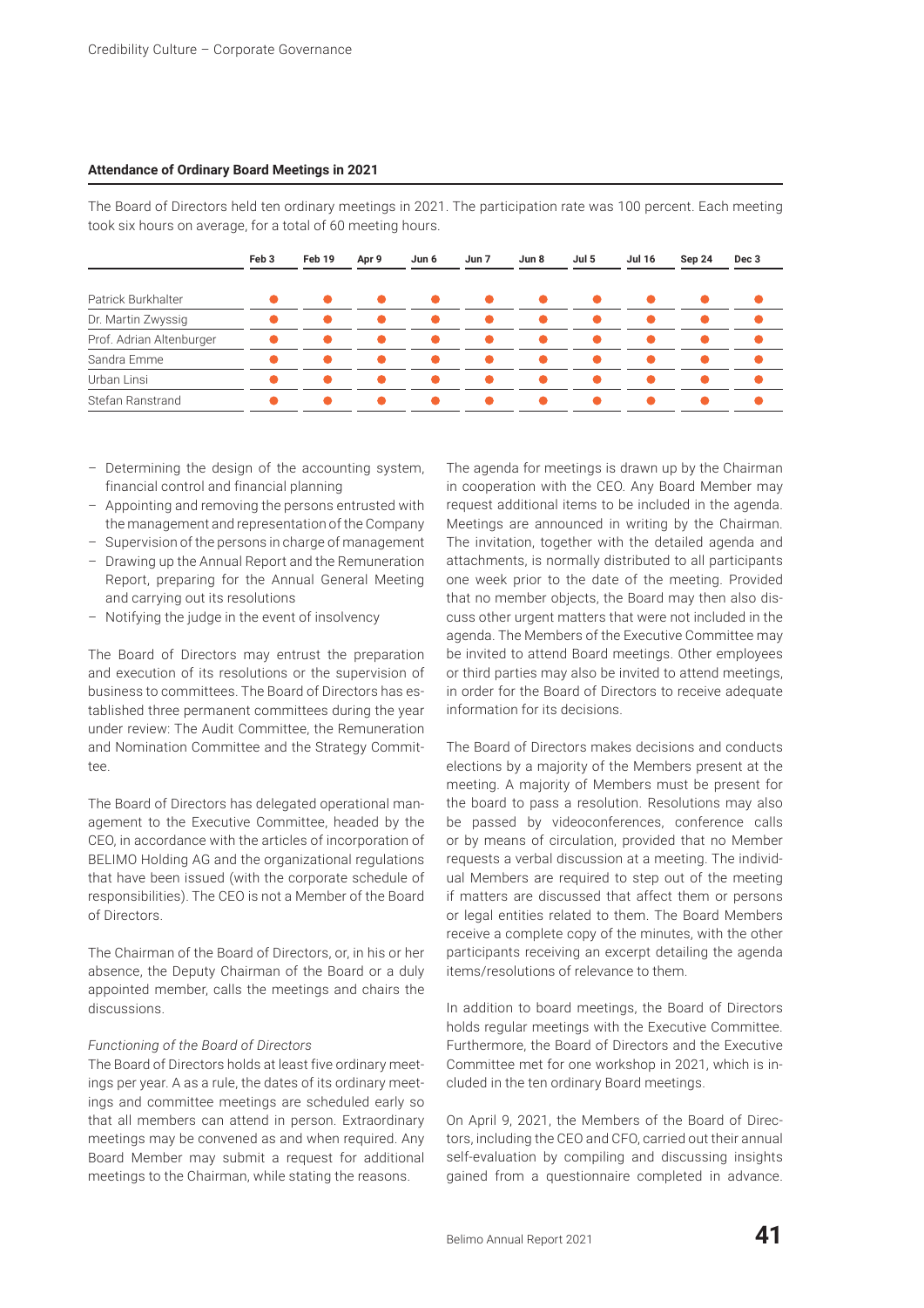### Attendance of Ordinary Board Meetings in 2021

The Board of Directors held ten ordinary meetings in 2021. The participation rate was 100 percent. Each meeting took six hours on average, for a total of 60 meeting hours.

| | Feb 3 | Feb 19 | Apr 9 | Jun 6 | Jun 7 | Jun 8 | Jul 5 | Jul 16 | Sep 24 | Dec 3 |
|---|---|---|---|---|---|---|---|---|---|---|
| Patrick Burkhalter | ● | ● | ● | ● | ● | ● | ● | ● | ● | ● |
| Dr. Martin Zwyssig | ● | ● | ● | ● | ● | ● | ● | ● | ● | ● |
| Prof. Adrian Altenburger | ● | ● | ● | ● | ● | ● | ● | ● | ● | ● |
| Sandra Emme | ● | ● | ● | ● | ● | ● | ● | ● | ● | ● |
| Urban Linsi | ● | ● | ● | ● | ● | ● | ● | ● | ● | ● |
| Stefan Ranstrand | ● | ● | ● | ● | ● | ● | ● | ● | ● | ● |

- Determining the design of the accounting system, financial control and financial planning
- Appointing and removing the persons entrusted with the management and representation of the Company
- Supervision of the persons in charge of management
- Drawing up the Annual Report and the Remuneration Report, preparing for the Annual General Meeting and carrying out its resolutions
- Notifying the judge in the event of insolvency

The Board of Directors may entrust the preparation and execution of its resolutions or the supervision of business to committees. The Board of Directors has established three permanent committees during the year under review: The Audit Committee, the Remuneration and Nomination Committee and the Strategy Committee.

The Board of Directors has delegated operational management to the Executive Committee, headed by the CEO, in accordance with the articles of incorporation of BELIMO Holding AG and the organizational regulations that have been issued (with the corporate schedule of responsibilities). The CEO is not a Member of the Board of Directors.

The Chairman of the Board of Directors, or, in his or her absence, the Deputy Chairman of the Board or a duly appointed member, calls the meetings and chairs the discussions.

*Functioning of the Board of Directors*

The Board of Directors holds at least five ordinary meetings per year. A as a rule, the dates of its ordinary meetings and committee meetings are scheduled early so that all members can attend in person. Extraordinary meetings may be convened as and when required. Any Board Member may submit a request for additional meetings to the Chairman, while stating the reasons.

The agenda for meetings is drawn up by the Chairman in cooperation with the CEO. Any Board Member may request additional items to be included in the agenda. Meetings are announced in writing by the Chairman. The invitation, together with the detailed agenda and attachments, is normally distributed to all participants one week prior to the date of the meeting. Provided that no member objects, the Board may then also discuss other urgent matters that were not included in the agenda. The Members of the Executive Committee may be invited to attend Board meetings. Other employees or third parties may also be invited to attend meetings, in order for the Board of Directors to receive adequate information for its decisions.

The Board of Directors makes decisions and conducts elections by a majority of the Members present at the meeting. A majority of Members must be present for the board to pass a resolution. Resolutions may also be passed by videoconferences, conference calls or by means of circulation, provided that no Member requests a verbal discussion at a meeting. The individual Members are required to step out of the meeting if matters are discussed that affect them or persons or legal entities related to them. The Board Members receive a complete copy of the minutes, with the other participants receiving an excerpt detailing the agenda items/resolutions of relevance to them.

In addition to board meetings, the Board of Directors holds regular meetings with the Executive Committee. Furthermore, the Board of Directors and the Executive Committee met for one workshop in 2021, which is included in the ten ordinary Board meetings.

On April 9, 2021, the Members of the Board of Directors, including the CEO and CFO, carried out their annual self-evaluation by compiling and discussing insights gained from a questionnaire completed in advance.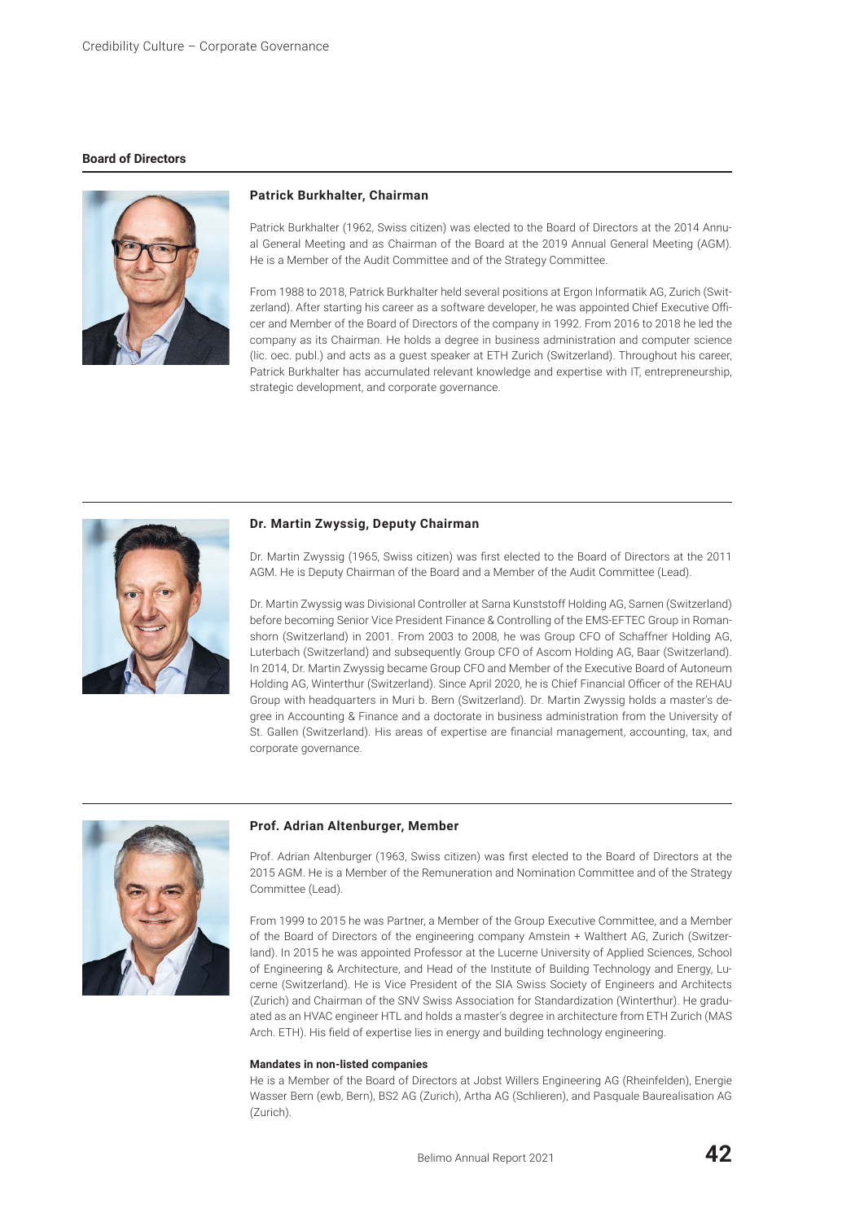## Board of Directors

### Patrick Burkhalter, Chairman

Patrick Burkhalter (1962, Swiss citizen) was elected to the Board of Directors at the 2014 Annual General Meeting and as Chairman of the Board at the 2019 Annual General Meeting (AGM). He is a Member of the Audit Committee and of the Strategy Committee.

From 1988 to 2018, Patrick Burkhalter held several positions at Ergon Informatik AG, Zurich (Switzerland). After starting his career as a software developer, he was appointed Chief Executive Officer and Member of the Board of Directors of the company in 1992. From 2016 to 2018 he led the company as its Chairman. He holds a degree in business administration and computer science (lic. oec. publ.) and acts as a guest speaker at ETH Zurich (Switzerland). Throughout his career, Patrick Burkhalter has accumulated relevant knowledge and expertise with IT, entrepreneurship, strategic development, and corporate governance.

### Dr. Martin Zwyssig, Deputy Chairman

Dr. Martin Zwyssig (1965, Swiss citizen) was first elected to the Board of Directors at the 2011 AGM. He is Deputy Chairman of the Board and a Member of the Audit Committee (Lead).

Dr. Martin Zwyssig was Divisional Controller at Sarna Kunststoff Holding AG, Sarnen (Switzerland) before becoming Senior Vice President Finance & Controlling of the EMS-EFTEC Group in Romanshorn (Switzerland) in 2001. From 2003 to 2008, he was Group CFO of Schaffner Holding AG, Luterbach (Switzerland) and subsequently Group CFO of Ascom Holding AG, Baar (Switzerland). In 2014, Dr. Martin Zwyssig became Group CFO and Member of the Executive Board of Autoneum Holding AG, Winterthur (Switzerland). Since April 2020, he is Chief Financial Officer of the REHAU Group with headquarters in Muri b. Bern (Switzerland). Dr. Martin Zwyssig holds a master's degree in Accounting & Finance and a doctorate in business administration from the University of St. Gallen (Switzerland). His areas of expertise are financial management, accounting, tax, and corporate governance.

### Prof. Adrian Altenburger, Member

Prof. Adrian Altenburger (1963, Swiss citizen) was first elected to the Board of Directors at the 2015 AGM. He is a Member of the Remuneration and Nomination Committee and of the Strategy Committee (Lead).

From 1999 to 2015 he was Partner, a Member of the Group Executive Committee, and a Member of the Board of Directors of the engineering company Amstein + Walthert AG, Zurich (Switzerland). In 2015 he was appointed Professor at the Lucerne University of Applied Sciences, School of Engineering & Architecture, and Head of the Institute of Building Technology and Energy, Lucerne (Switzerland). He is Vice President of the SIA Swiss Society of Engineers and Architects (Zurich) and Chairman of the SNV Swiss Association for Standardization (Winterthur). He graduated as an HVAC engineer HTL and holds a master's degree in architecture from ETH Zurich (MAS Arch. ETH). His field of expertise lies in energy and building technology engineering.

**Mandates in non-listed companies**

He is a Member of the Board of Directors at Jobst Willers Engineering AG (Rheinfelden), Energie Wasser Bern (ewb, Bern), BS2 AG (Zurich), Artha AG (Schlieren), and Pasquale Baurealisation AG (Zurich).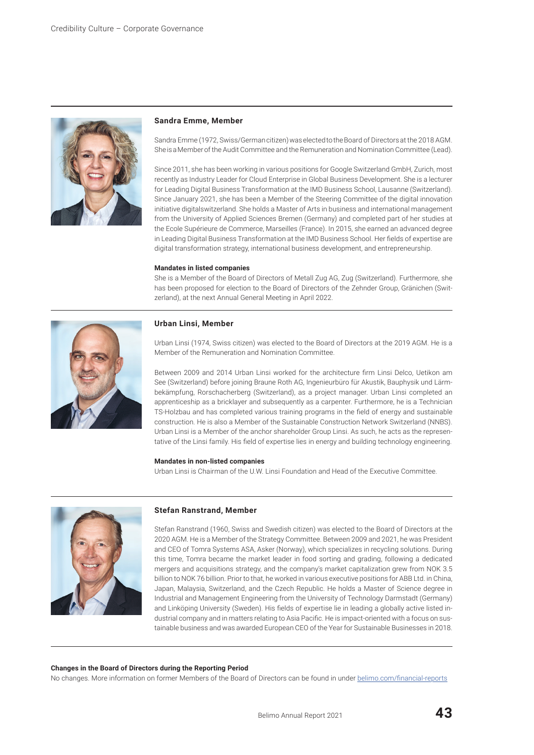### Sandra Emme, Member

Sandra Emme (1972, Swiss/German citizen) was elected to the Board of Directors at the 2018 AGM. She is a Member of the Audit Committee and the Remuneration and Nomination Committee (Lead).

Since 2011, she has been working in various positions for Google Switzerland GmbH, Zurich, most recently as Industry Leader for Cloud Enterprise in Global Business Development. She is a lecturer for Leading Digital Business Transformation at the IMD Business School, Lausanne (Switzerland). Since January 2021, she has been a Member of the Steering Committee of the digital innovation initiative digitalswitzerland. She holds a Master of Arts in business and international management from the University of Applied Sciences Bremen (Germany) and completed part of her studies at the Ecole Supérieure de Commerce, Marseilles (France). In 2015, she earned an advanced degree in Leading Digital Business Transformation at the IMD Business School. Her fields of expertise are digital transformation strategy, international business development, and entrepreneurship.

**Mandates in listed companies**

She is a Member of the Board of Directors of Metall Zug AG, Zug (Switzerland). Furthermore, she has been proposed for election to the Board of Directors of the Zehnder Group, Gränichen (Switzerland), at the next Annual General Meeting in April 2022.

### Urban Linsi, Member

Urban Linsi (1974, Swiss citizen) was elected to the Board of Directors at the 2019 AGM. He is a Member of the Remuneration and Nomination Committee.

Between 2009 and 2014 Urban Linsi worked for the architecture firm Linsi Delco, Uetikon am See (Switzerland) before joining Braune Roth AG, Ingenieurbüro für Akustik, Bauphysik und Lärmbekämpfung, Rorschacherberg (Switzerland), as a project manager. Urban Linsi completed an apprenticeship as a bricklayer and subsequently as a carpenter. Furthermore, he is a Technician TS-Holzbau and has completed various training programs in the field of energy and sustainable construction. He is also a Member of the Sustainable Construction Network Switzerland (NNBS). Urban Linsi is a Member of the anchor shareholder Group Linsi. As such, he acts as the representative of the Linsi family. His field of expertise lies in energy and building technology engineering.

**Mandates in non-listed companies**

Urban Linsi is Chairman of the U.W. Linsi Foundation and Head of the Executive Committee.

### Stefan Ranstrand, Member

Stefan Ranstrand (1960, Swiss and Swedish citizen) was elected to the Board of Directors at the 2020 AGM. He is a Member of the Strategy Committee. Between 2009 and 2021, he was President and CEO of Tomra Systems ASA, Asker (Norway), which specializes in recycling solutions. During this time, Tomra became the market leader in food sorting and grading, following a dedicated mergers and acquisitions strategy, and the company's market capitalization grew from NOK 3.5 billion to NOK 76 billion. Prior to that, he worked in various executive positions for ABB Ltd. in China, Japan, Malaysia, Switzerland, and the Czech Republic. He holds a Master of Science degree in Industrial and Management Engineering from the University of Technology Darmstadt (Germany) and Linköping University (Sweden). His fields of expertise lie in leading a globally active listed industrial company and in matters relating to Asia Pacific. He is impact-oriented with a focus on sustainable business and was awarded European CEO of the Year for Sustainable Businesses in 2018.

**Changes in the Board of Directors during the Reporting Period**

No changes. More information on former Members of the Board of Directors can be found in under belimo.com/financial-reports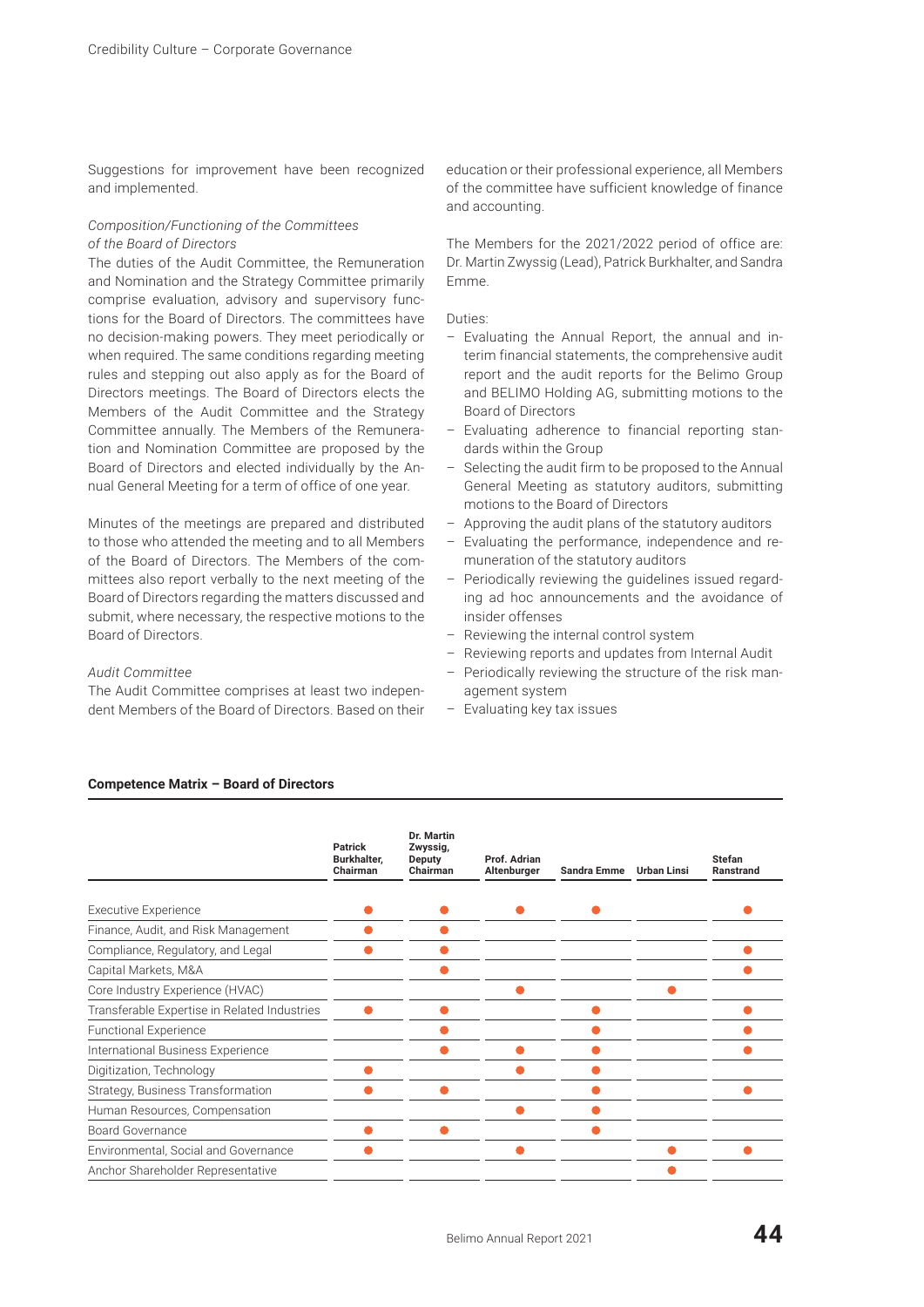Suggestions for improvement have been recognized and implemented.

*Composition/Functioning of the Committees of the Board of Directors*

The duties of the Audit Committee, the Remuneration and Nomination and the Strategy Committee primarily comprise evaluation, advisory and supervisory functions for the Board of Directors. The committees have no decision-making powers. They meet periodically or when required. The same conditions regarding meeting rules and stepping out also apply as for the Board of Directors meetings. The Board of Directors elects the Members of the Audit Committee and the Strategy Committee annually. The Members of the Remuneration and Nomination Committee are proposed by the Board of Directors and elected individually by the Annual General Meeting for a term of office of one year.

Minutes of the meetings are prepared and distributed to those who attended the meeting and to all Members of the Board of Directors. The Members of the committees also report verbally to the next meeting of the Board of Directors regarding the matters discussed and submit, where necessary, the respective motions to the Board of Directors.

*Audit Committee*

The Audit Committee comprises at least two independent Members of the Board of Directors. Based on their education or their professional experience, all Members of the committee have sufficient knowledge of finance and accounting.

The Members for the 2021/2022 period of office are: Dr. Martin Zwyssig (Lead), Patrick Burkhalter, and Sandra Emme.

Duties:

- Evaluating the Annual Report, the annual and interim financial statements, the comprehensive audit report and the audit reports for the Belimo Group and BELIMO Holding AG, submitting motions to the Board of Directors
- Evaluating adherence to financial reporting standards within the Group
- Selecting the audit firm to be proposed to the Annual General Meeting as statutory auditors, submitting motions to the Board of Directors
- Approving the audit plans of the statutory auditors
- Evaluating the performance, independence and remuneration of the statutory auditors
- Periodically reviewing the guidelines issued regarding ad hoc announcements and the avoidance of insider offenses
- Reviewing the internal control system
- Reviewing reports and updates from Internal Audit
- Periodically reviewing the structure of the risk management system
- Evaluating key tax issues

**Competence Matrix – Board of Directors**

| | Patrick Burkhalter, Chairman | Dr. Martin Zwyssig, Deputy Chairman | Prof. Adrian Altenburger | Sandra Emme | Urban Linsi | Stefan Ranstrand |
|---|---|---|---|---|---|---|
| Executive Experience | ● | ● | ● | ● | | ● |
| Finance, Audit, and Risk Management | ● | ● | | | | |
| Compliance, Regulatory, and Legal | ● | ● | | | | ● |
| Capital Markets, M&A | | ● | | | | ● |
| Core Industry Experience (HVAC) | | | ● | | ● | |
| Transferable Expertise in Related Industries | ● | ● | | ● | | ● |
| Functional Experience | | ● | | ● | | ● |
| International Business Experience | | ● | ● | ● | | ● |
| Digitization, Technology | ● | | ● | ● | | |
| Strategy, Business Transformation | ● | ● | | ● | | ● |
| Human Resources, Compensation | | | ● | ● | | |
| Board Governance | ● | ● | | ● | | |
| Environmental, Social and Governance | ● | | ● | | ● | ● |
| Anchor Shareholder Representative | | | | | ● | |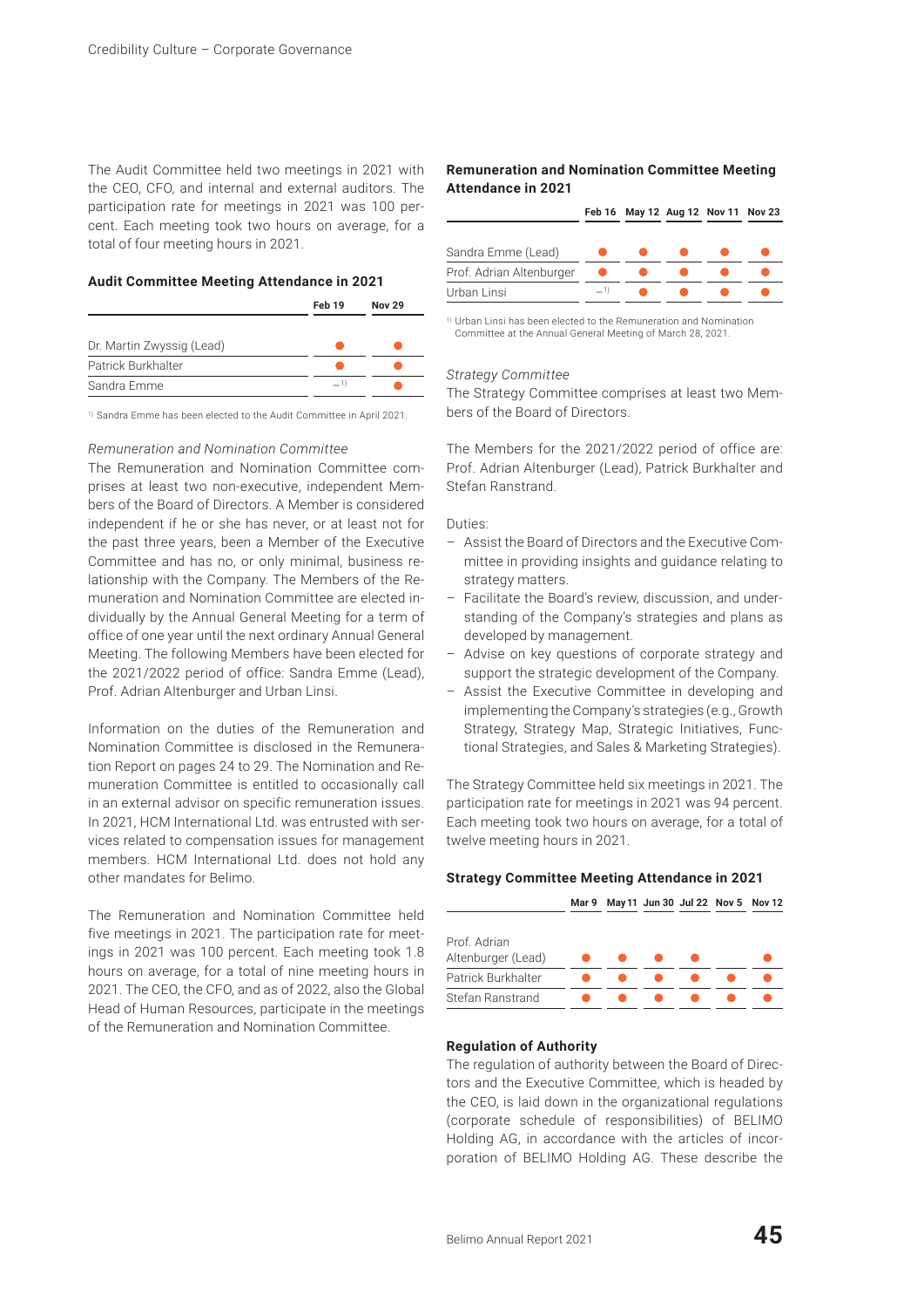The Audit Committee held two meetings in 2021 with the CEO, CFO, and internal and external auditors. The participation rate for meetings in 2021 was 100 percent. Each meeting took two hours on average, for a total of four meeting hours in 2021.

**Audit Committee Meeting Attendance in 2021**

| | Feb 19 | Nov 29 |
|---|---|---|
| Dr. Martin Zwyssig (Lead) | ● | ● |
| Patrick Burkhalter | ● | ● |
| Sandra Emme | –[1] | ● |

[1] Sandra Emme has been elected to the Audit Committee in April 2021.

*Remuneration and Nomination Committee*

The Remuneration and Nomination Committee comprises at least two non-executive, independent Members of the Board of Directors. A Member is considered independent if he or she has never, or at least not for the past three years, been a Member of the Executive Committee and has no, or only minimal, business relationship with the Company. The Members of the Remuneration and Nomination Committee are elected individually by the Annual General Meeting for a term of office of one year until the next ordinary Annual General Meeting. The following Members have been elected for the 2021/2022 period of office: Sandra Emme (Lead), Prof. Adrian Altenburger and Urban Linsi.

Information on the duties of the Remuneration and Nomination Committee is disclosed in the Remuneration Report on pages 24 to 29. The Nomination and Remuneration Committee is entitled to occasionally call in an external advisor on specific remuneration issues. In 2021, HCM International Ltd. was entrusted with services related to compensation issues for management members. HCM International Ltd. does not hold any other mandates for Belimo.

The Remuneration and Nomination Committee held five meetings in 2021. The participation rate for meetings in 2021 was 100 percent. Each meeting took 1.8 hours on average, for a total of nine meeting hours in 2021. The CEO, the CFO, and as of 2022, also the Global Head of Human Resources, participate in the meetings of the Remuneration and Nomination Committee.

**Remuneration and Nomination Committee Meeting Attendance in 2021**

| | Feb 16 | May 12 | Aug 12 | Nov 11 | Nov 23 |
|---|---|---|---|---|---|
| Sandra Emme (Lead) | ● | ● | ● | ● | ● |
| Prof. Adrian Altenburger | ● | ● | ● | ● | ● |
| Urban Linsi | –[1] | ● | ● | ● | ● |

[1] Urban Linsi has been elected to the Remuneration and Nomination Committee at the Annual General Meeting of March 28, 2021.

*Strategy Committee*

The Strategy Committee comprises at least two Members of the Board of Directors.

The Members for the 2021/2022 period of office are: Prof. Adrian Altenburger (Lead), Patrick Burkhalter and Stefan Ranstrand.

Duties:

- Assist the Board of Directors and the Executive Committee in providing insights and guidance relating to strategy matters.
- Facilitate the Board's review, discussion, and understanding of the Company's strategies and plans as developed by management.
- Advise on key questions of corporate strategy and support the strategic development of the Company.
- Assist the Executive Committee in developing and implementing the Company's strategies (e.g., Growth Strategy, Strategy Map, Strategic Initiatives, Functional Strategies, and Sales & Marketing Strategies).

The Strategy Committee held six meetings in 2021. The participation rate for meetings in 2021 was 94 percent. Each meeting took two hours on average, for a total of twelve meeting hours in 2021.

**Strategy Committee Meeting Attendance in 2021**

| | Mar 9 | May 11 | Jun 30 | Jul 22 | Nov 5 | Nov 12 |
|---|---|---|---|---|---|---|
| Prof. Adrian Altenburger (Lead) | ● | ● | ● | ● | | ● |
| Patrick Burkhalter | ● | ● | ● | ● | ● | ● |
| Stefan Ranstrand | ● | ● | ● | ● | ● | ● |

**Regulation of Authority**

The regulation of authority between the Board of Directors and the Executive Committee, which is headed by the CEO, is laid down in the organizational regulations (corporate schedule of responsibilities) of BELIMO Holding AG, in accordance with the articles of incorporation of BELIMO Holding AG. These describe the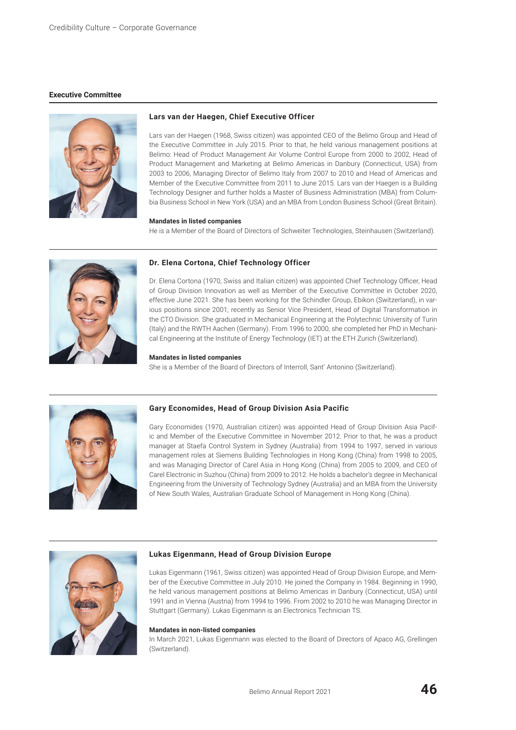## Executive Committee

### Lars van der Haegen, Chief Executive Officer

Lars van der Haegen (1968, Swiss citizen) was appointed CEO of the Belimo Group and Head of the Executive Committee in July 2015. Prior to that, he held various management positions at Belimo: Head of Product Management Air Volume Control Europe from 2000 to 2002, Head of Product Management and Marketing at Belimo Americas in Danbury (Connecticut, USA) from 2003 to 2006, Managing Director of Belimo Italy from 2007 to 2010 and Head of Americas and Member of the Executive Committee from 2011 to June 2015. Lars van der Haegen is a Building Technology Designer and further holds a Master of Business Administration (MBA) from Columbia Business School in New York (USA) and an MBA from London Business School (Great Britain).

**Mandates in listed companies**

He is a Member of the Board of Directors of Schweiter Technologies, Steinhausen (Switzerland).

### Dr. Elena Cortona, Chief Technology Officer

Dr. Elena Cortona (1970, Swiss and Italian citizen) was appointed Chief Technology Officer, Head of Group Division Innovation as well as Member of the Executive Committee in October 2020, effective June 2021. She has been working for the Schindler Group, Ebikon (Switzerland), in various positions since 2001; recently as Senior Vice President, Head of Digital Transformation in the CTO Division. She graduated in Mechanical Engineering at the Polytechnic University of Turin (Italy) and the RWTH Aachen (Germany). From 1996 to 2000, she completed her PhD in Mechanical Engineering at the Institute of Energy Technology (IET) at the ETH Zurich (Switzerland).

**Mandates in listed companies**

She is a Member of the Board of Directors of Interroll, Sant' Antonino (Switzerland).

### Gary Economides, Head of Group Division Asia Pacific

Gary Economides (1970, Australian citizen) was appointed Head of Group Division Asia Pacific and Member of the Executive Committee in November 2012. Prior to that, he was a product manager at Staefa Control System in Sydney (Australia) from 1994 to 1997, served in various management roles at Siemens Building Technologies in Hong Kong (China) from 1998 to 2005, and was Managing Director of Carel Asia in Hong Kong (China) from 2005 to 2009, and CEO of Carel Electronic in Suzhou (China) from 2009 to 2012. He holds a bachelor's degree in Mechanical Engineering from the University of Technology Sydney (Australia) and an MBA from the University of New South Wales, Australian Graduate School of Management in Hong Kong (China).

### Lukas Eigenmann, Head of Group Division Europe

Lukas Eigenmann (1961, Swiss citizen) was appointed Head of Group Division Europe, and Member of the Executive Committee in July 2010. He joined the Company in 1984. Beginning in 1990, he held various management positions at Belimo Americas in Danbury (Connecticut, USA) until 1991 and in Vienna (Austria) from 1994 to 1996. From 2002 to 2010 he was Managing Director in Stuttgart (Germany). Lukas Eigenmann is an Electronics Technician TS.

**Mandates in non-listed companies**

In March 2021, Lukas Eigenmann was elected to the Board of Directors of Apaco AG, Grellingen (Switzerland).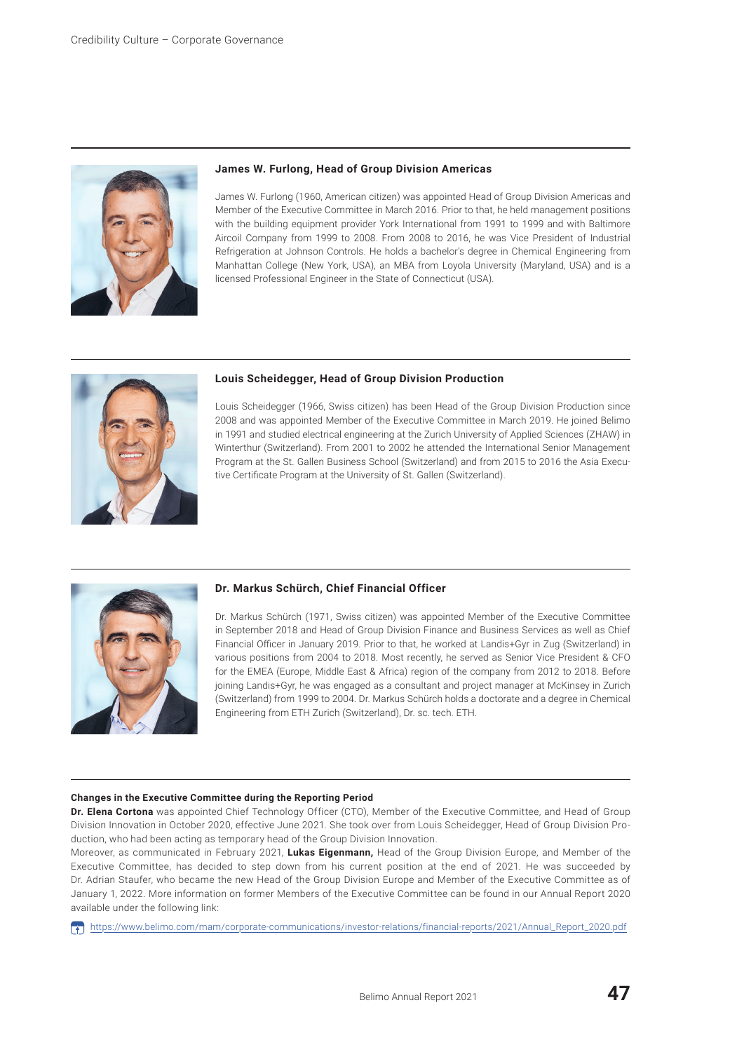### James W. Furlong, Head of Group Division Americas

James W. Furlong (1960, American citizen) was appointed Head of Group Division Americas and Member of the Executive Committee in March 2016. Prior to that, he held management positions with the building equipment provider York International from 1991 to 1999 and with Baltimore Aircoil Company from 1999 to 2008. From 2008 to 2016, he was Vice President of Industrial Refrigeration at Johnson Controls. He holds a bachelor's degree in Chemical Engineering from Manhattan College (New York, USA), an MBA from Loyola University (Maryland, USA) and is a licensed Professional Engineer in the State of Connecticut (USA).

### Louis Scheidegger, Head of Group Division Production

Louis Scheidegger (1966, Swiss citizen) has been Head of the Group Division Production since 2008 and was appointed Member of the Executive Committee in March 2019. He joined Belimo in 1991 and studied electrical engineering at the Zurich University of Applied Sciences (ZHAW) in Winterthur (Switzerland). From 2001 to 2002 he attended the International Senior Management Program at the St. Gallen Business School (Switzerland) and from 2015 to 2016 the Asia Executive Certificate Program at the University of St. Gallen (Switzerland).

### Dr. Markus Schürch, Chief Financial Officer

Dr. Markus Schürch (1971, Swiss citizen) was appointed Member of the Executive Committee in September 2018 and Head of Group Division Finance and Business Services as well as Chief Financial Officer in January 2019. Prior to that, he worked at Landis+Gyr in Zug (Switzerland) in various positions from 2004 to 2018. Most recently, he served as Senior Vice President & CFO for the EMEA (Europe, Middle East & Africa) region of the company from 2012 to 2018. Before joining Landis+Gyr, he was engaged as a consultant and project manager at McKinsey in Zurich (Switzerland) from 1999 to 2004. Dr. Markus Schürch holds a doctorate and a degree in Chemical Engineering from ETH Zurich (Switzerland), Dr. sc. tech. ETH.

**Changes in the Executive Committee during the Reporting Period**

**Dr. Elena Cortona** was appointed Chief Technology Officer (CTO), Member of the Executive Committee, and Head of Group Division Innovation in October 2020, effective June 2021. She took over from Louis Scheidegger, Head of Group Division Production, who had been acting as temporary head of the Group Division Innovation.

Moreover, as communicated in February 2021, **Lukas Eigenmann,** Head of the Group Division Europe, and Member of the Executive Committee, has decided to step down from his current position at the end of 2021. He was succeeded by Dr. Adrian Staufer, who became the new Head of the Group Division Europe and Member of the Executive Committee as of January 1, 2022. More information on former Members of the Executive Committee can be found in our Annual Report 2020 available under the following link:

https://www.belimo.com/mam/corporate-communications/investor-relations/financial-reports/2021/Annual_Report_2020.pdf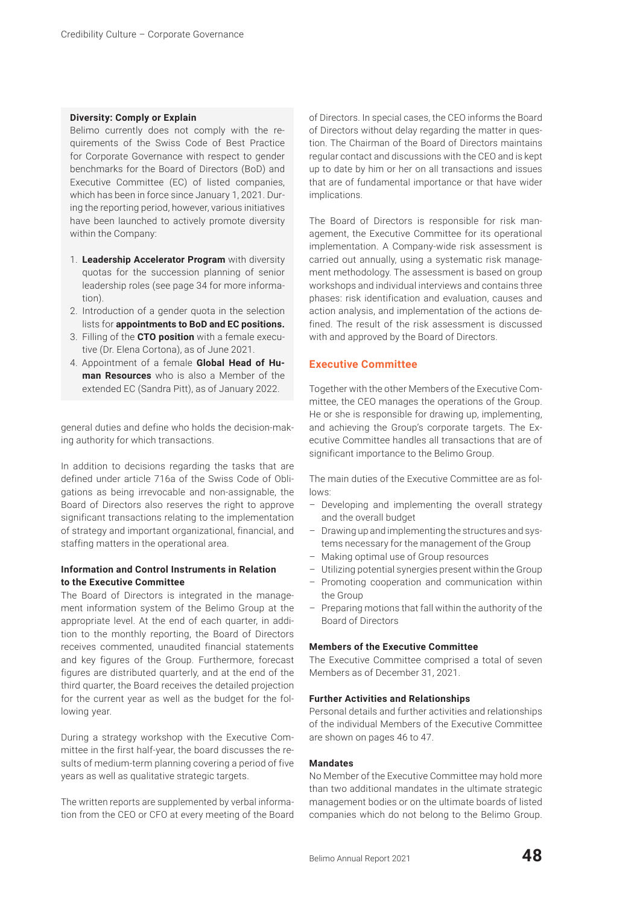**Diversity: Comply or Explain**

Belimo currently does not comply with the requirements of the Swiss Code of Best Practice for Corporate Governance with respect to gender benchmarks for the Board of Directors (BoD) and Executive Committee (EC) of listed companies, which has been in force since January 1, 2021. During the reporting period, however, various initiatives have been launched to actively promote diversity within the Company:

1. **Leadership Accelerator Program** with diversity quotas for the succession planning of senior leadership roles (see page 34 for more information).
2. Introduction of a gender quota in the selection lists for **appointments to BoD and EC positions.**
3. Filling of the **CTO position** with a female executive (Dr. Elena Cortona), as of June 2021.
4. Appointment of a female **Global Head of Human Resources** who is also a Member of the extended EC (Sandra Pitt), as of January 2022.

general duties and define who holds the decision-making authority for which transactions.

In addition to decisions regarding the tasks that are defined under article 716a of the Swiss Code of Obligations as being irrevocable and non-assignable, the Board of Directors also reserves the right to approve significant transactions relating to the implementation of strategy and important organizational, financial, and staffing matters in the operational area.

**Information and Control Instruments in Relation to the Executive Committee**

The Board of Directors is integrated in the management information system of the Belimo Group at the appropriate level. At the end of each quarter, in addition to the monthly reporting, the Board of Directors receives commented, unaudited financial statements and key figures of the Group. Furthermore, forecast figures are distributed quarterly, and at the end of the third quarter, the Board receives the detailed projection for the current year as well as the budget for the following year.

During a strategy workshop with the Executive Committee in the first half-year, the board discusses the results of medium-term planning covering a period of five years as well as qualitative strategic targets.

The written reports are supplemented by verbal information from the CEO or CFO at every meeting of the Board of Directors. In special cases, the CEO informs the Board of Directors without delay regarding the matter in question. The Chairman of the Board of Directors maintains regular contact and discussions with the CEO and is kept up to date by him or her on all transactions and issues that are of fundamental importance or that have wider implications.

The Board of Directors is responsible for risk management, the Executive Committee for its operational implementation. A Company-wide risk assessment is carried out annually, using a systematic risk management methodology. The assessment is based on group workshops and individual interviews and contains three phases: risk identification and evaluation, causes and action analysis, and implementation of the actions defined. The result of the risk assessment is discussed with and approved by the Board of Directors.

## Executive Committee

Together with the other Members of the Executive Committee, the CEO manages the operations of the Group. He or she is responsible for drawing up, implementing, and achieving the Group's corporate targets. The Executive Committee handles all transactions that are of significant importance to the Belimo Group.

The main duties of the Executive Committee are as follows:

- Developing and implementing the overall strategy and the overall budget
- Drawing up and implementing the structures and systems necessary for the management of the Group
- Making optimal use of Group resources
- Utilizing potential synergies present within the Group
- Promoting cooperation and communication within the Group
- Preparing motions that fall within the authority of the Board of Directors

**Members of the Executive Committee**

The Executive Committee comprised a total of seven Members as of December 31, 2021.

**Further Activities and Relationships**

Personal details and further activities and relationships of the individual Members of the Executive Committee are shown on pages 46 to 47.

**Mandates**

No Member of the Executive Committee may hold more than two additional mandates in the ultimate strategic management bodies or on the ultimate boards of listed companies which do not belong to the Belimo Group.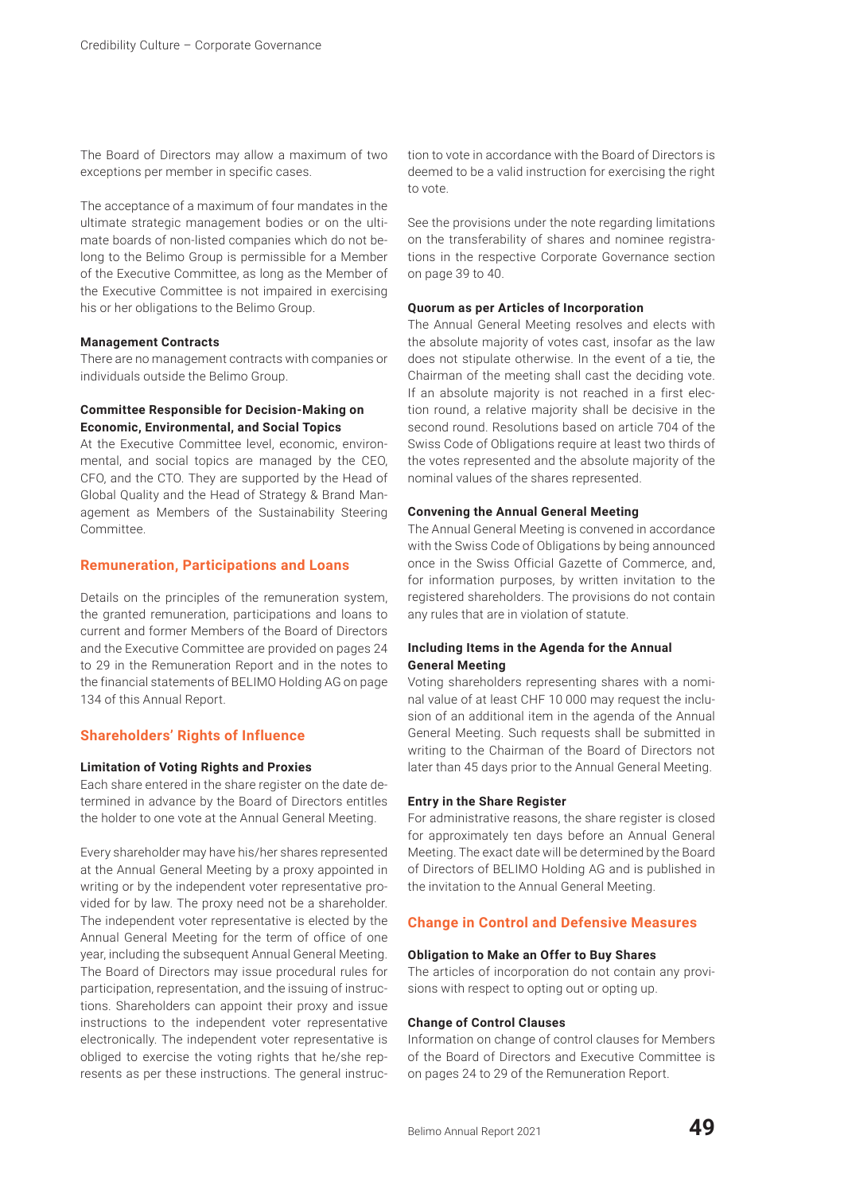The Board of Directors may allow a maximum of two exceptions per member in specific cases.

The acceptance of a maximum of four mandates in the ultimate strategic management bodies or on the ultimate boards of non-listed companies which do not belong to the Belimo Group is permissible for a Member of the Executive Committee, as long as the Member of the Executive Committee is not impaired in exercising his or her obligations to the Belimo Group.

#### Management Contracts

There are no management contracts with companies or individuals outside the Belimo Group.

#### Committee Responsible for Decision-Making on Economic, Environmental, and Social Topics

At the Executive Committee level, economic, environmental, and social topics are managed by the CEO, CFO, and the CTO. They are supported by the Head of Global Quality and the Head of Strategy & Brand Management as Members of the Sustainability Steering Committee.

## Remuneration, Participations and Loans

Details on the principles of the remuneration system, the granted remuneration, participations and loans to current and former Members of the Board of Directors and the Executive Committee are provided on pages 24 to 29 in the Remuneration Report and in the notes to the financial statements of BELIMO Holding AG on page 134 of this Annual Report.

## Shareholders' Rights of Influence

#### Limitation of Voting Rights and Proxies

Each share entered in the share register on the date determined in advance by the Board of Directors entitles the holder to one vote at the Annual General Meeting.

Every shareholder may have his/her shares represented at the Annual General Meeting by a proxy appointed in writing or by the independent voter representative provided for by law. The proxy need not be a shareholder. The independent voter representative is elected by the Annual General Meeting for the term of office of one year, including the subsequent Annual General Meeting. The Board of Directors may issue procedural rules for participation, representation, and the issuing of instructions. Shareholders can appoint their proxy and issue instructions to the independent voter representative electronically. The independent voter representative is obliged to exercise the voting rights that he/she represents as per these instructions. The general instruction to vote in accordance with the Board of Directors is deemed to be a valid instruction for exercising the right to vote.

See the provisions under the note regarding limitations on the transferability of shares and nominee registrations in the respective Corporate Governance section on page 39 to 40.

#### Quorum as per Articles of Incorporation

The Annual General Meeting resolves and elects with the absolute majority of votes cast, insofar as the law does not stipulate otherwise. In the event of a tie, the Chairman of the meeting shall cast the deciding vote. If an absolute majority is not reached in a first election round, a relative majority shall be decisive in the second round. Resolutions based on article 704 of the Swiss Code of Obligations require at least two thirds of the votes represented and the absolute majority of the nominal values of the shares represented.

#### Convening the Annual General Meeting

The Annual General Meeting is convened in accordance with the Swiss Code of Obligations by being announced once in the Swiss Official Gazette of Commerce, and, for information purposes, by written invitation to the registered shareholders. The provisions do not contain any rules that are in violation of statute.

#### Including Items in the Agenda for the Annual General Meeting

Voting shareholders representing shares with a nominal value of at least CHF 10 000 may request the inclusion of an additional item in the agenda of the Annual General Meeting. Such requests shall be submitted in writing to the Chairman of the Board of Directors not later than 45 days prior to the Annual General Meeting.

#### Entry in the Share Register

For administrative reasons, the share register is closed for approximately ten days before an Annual General Meeting. The exact date will be determined by the Board of Directors of BELIMO Holding AG and is published in the invitation to the Annual General Meeting.

## Change in Control and Defensive Measures

#### Obligation to Make an Offer to Buy Shares

The articles of incorporation do not contain any provisions with respect to opting out or opting up.

#### Change of Control Clauses

Information on change of control clauses for Members of the Board of Directors and Executive Committee is on pages 24 to 29 of the Remuneration Report.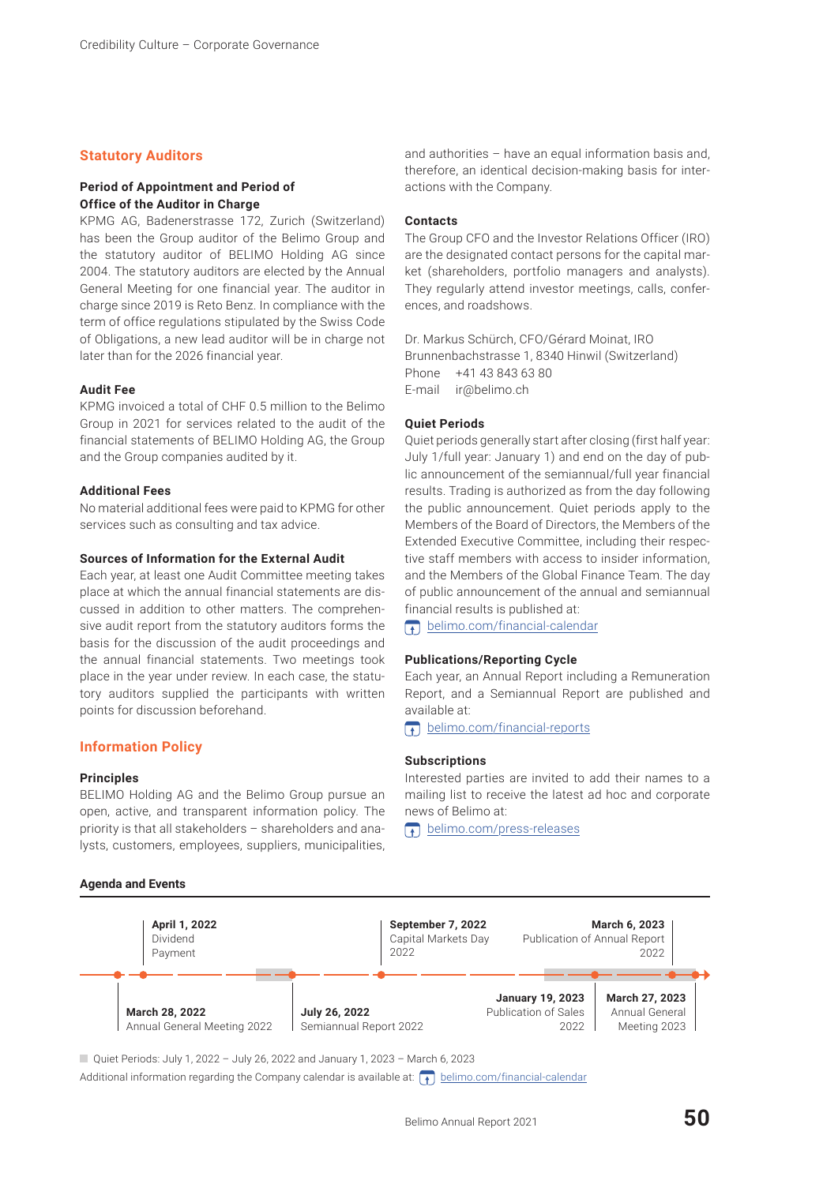## Statutory Auditors

### Period of Appointment and Period of Office of the Auditor in Charge

KPMG AG, Badenerstrasse 172, Zurich (Switzerland) has been the Group auditor of the Belimo Group and the statutory auditor of BELIMO Holding AG since 2004. The statutory auditors are elected by the Annual General Meeting for one financial year. The auditor in charge since 2019 is Reto Benz. In compliance with the term of office regulations stipulated by the Swiss Code of Obligations, a new lead auditor will be in charge not later than for the 2026 financial year.

### Audit Fee

KPMG invoiced a total of CHF 0.5 million to the Belimo Group in 2021 for services related to the audit of the financial statements of BELIMO Holding AG, the Group and the Group companies audited by it.

### Additional Fees

No material additional fees were paid to KPMG for other services such as consulting and tax advice.

### Sources of Information for the External Audit

Each year, at least one Audit Committee meeting takes place at which the annual financial statements are discussed in addition to other matters. The comprehensive audit report from the statutory auditors forms the basis for the discussion of the audit proceedings and the annual financial statements. Two meetings took place in the year under review. In each case, the statutory auditors supplied the participants with written points for discussion beforehand.

## Information Policy

### Principles

BELIMO Holding AG and the Belimo Group pursue an open, active, and transparent information policy. The priority is that all stakeholders – shareholders and analysts, customers, employees, suppliers, municipalities, and authorities – have an equal information basis and, therefore, an identical decision-making basis for interactions with the Company.

### Contacts

The Group CFO and the Investor Relations Officer (IRO) are the designated contact persons for the capital market (shareholders, portfolio managers and analysts). They regularly attend investor meetings, calls, conferences, and roadshows.

Dr. Markus Schürch, CFO/Gérard Moinat, IRO
Brunnenbachstrasse 1, 8340 Hinwil (Switzerland)
Phone +41 43 843 63 80
E-mail ir@belimo.ch

### Quiet Periods

Quiet periods generally start after closing (first half year: July 1/full year: January 1) and end on the day of public announcement of the semiannual/full year financial results. Trading is authorized as from the day following the public announcement. Quiet periods apply to the Members of the Board of Directors, the Members of the Extended Executive Committee, including their respective staff members with access to insider information, and the Members of the Global Finance Team. The day of public announcement of the annual and semiannual financial results is published at:

belimo.com/financial-calendar

### Publications/Reporting Cycle

Each year, an Annual Report including a Remuneration Report, and a Semiannual Report are published and available at:

belimo.com/financial-reports

### Subscriptions

Interested parties are invited to add their names to a mailing list to receive the latest ad hoc and corporate news of Belimo at:

belimo.com/press-releases

### Agenda and Events

April 1, 2022
Dividend Payment

March 28, 2022
Annual General Meeting 2022

July 26, 2022
Semiannual Report 2022

September 7, 2022
Capital Markets Day 2022

January 19, 2023
Publication of Sales 2022

March 6, 2023
Publication of Annual Report 2022

March 27, 2023
Annual General Meeting 2023

Quiet Periods: July 1, 2022 – July 26, 2022 and January 1, 2023 – March 6, 2023

Additional information regarding the Company calendar is available at: belimo.com/financial-calendar